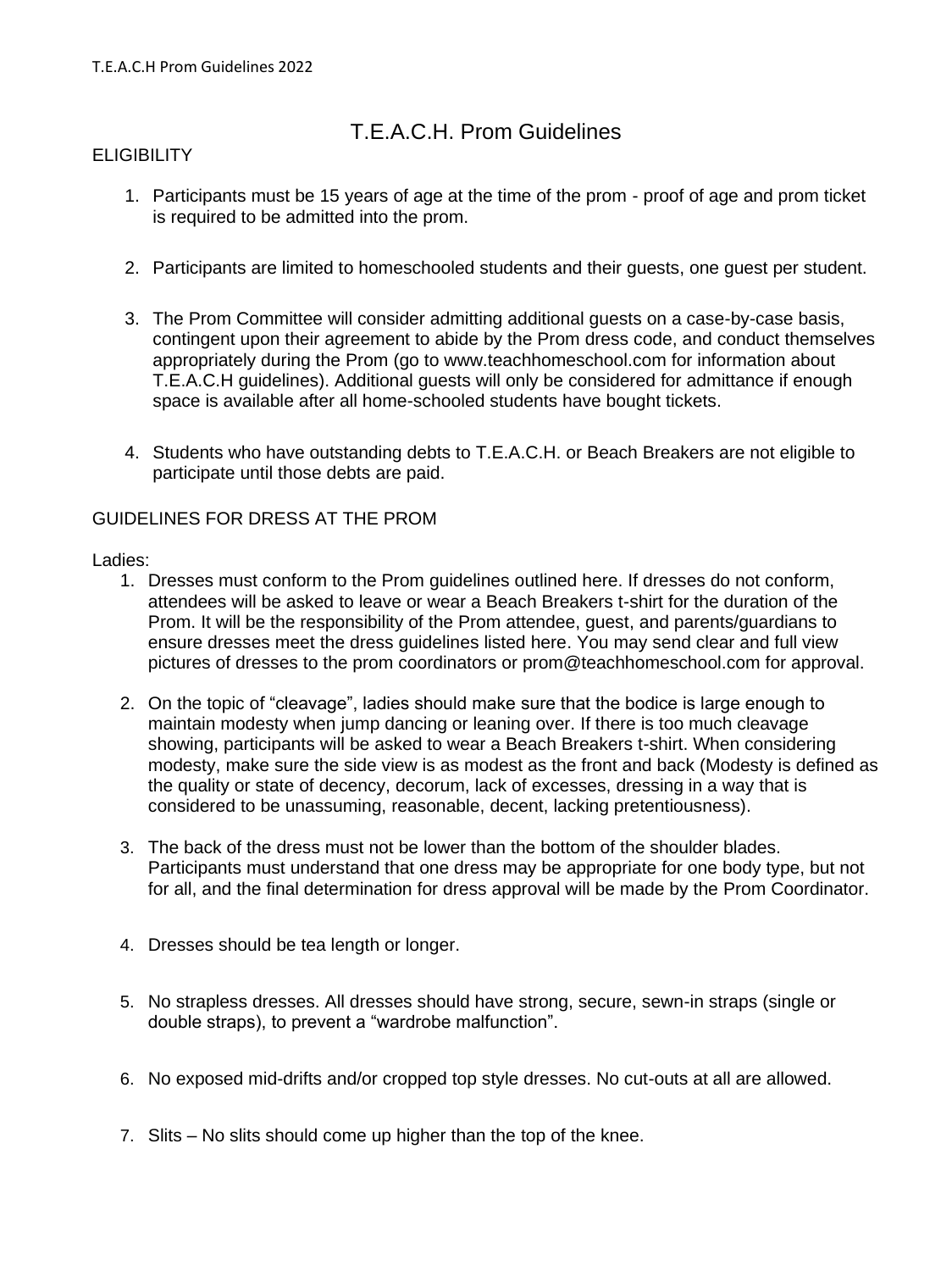# T.E.A.C.H. Prom Guidelines

## ELIGIBILITY

1. Participants must be 15 years of age at the time of the prom - proof of age and prom ticket is required to be admitted into the prom.

2. Participants are limited to homeschooled students and their guests, one guest per student.

3. The Prom Committee will consider admitting additional guests on a case-by-case basis, contingent upon their agreement to abide by the Prom dress code, and conduct themselves appropriately during the Prom (go to www.teachhomeschool.com for information about T.E.A.C.H guidelines). Additional guests will only be considered for admittance if enough space is available after all home-schooled students have bought tickets.

4. Students who have outstanding debts to T.E.A.C.H. or Beach Breakers are not eligible to participate until those debts are paid.

## GUIDELINES FOR DRESS AT THE PROM

Ladies:

1. Dresses must conform to the Prom guidelines outlined here. If dresses do not conform, attendees will be asked to leave or wear a Beach Breakers t-shirt for the duration of the Prom. It will be the responsibility of the Prom attendee, guest, and parents/guardians to ensure dresses meet the dress guidelines listed here. You may send clear and full view pictures of dresses to the prom coordinators or prom@teachhomeschool.com for approval.

2. On the topic of "cleavage", ladies should make sure that the bodice is large enough to maintain modesty when jump dancing or leaning over. If there is too much cleavage showing, participants will be asked to wear a Beach Breakers t-shirt. When considering modesty, make sure the side view is as modest as the front and back (Modesty is defined as the quality or state of decency, decorum, lack of excesses, dressing in a way that is considered to be unassuming, reasonable, decent, lacking pretentiousness).

3. The back of the dress must not be lower than the bottom of the shoulder blades. Participants must understand that one dress may be appropriate for one body type, but not for all, and the final determination for dress approval will be made by the Prom Coordinator.

4. Dresses should be tea length or longer.

5. No strapless dresses. All dresses should have strong, secure, sewn-in straps (single or double straps), to prevent a "wardrobe malfunction".

6. No exposed mid-drifts and/or cropped top style dresses. No cut-outs at all are allowed.

7. Slits – No slits should come up higher than the top of the knee.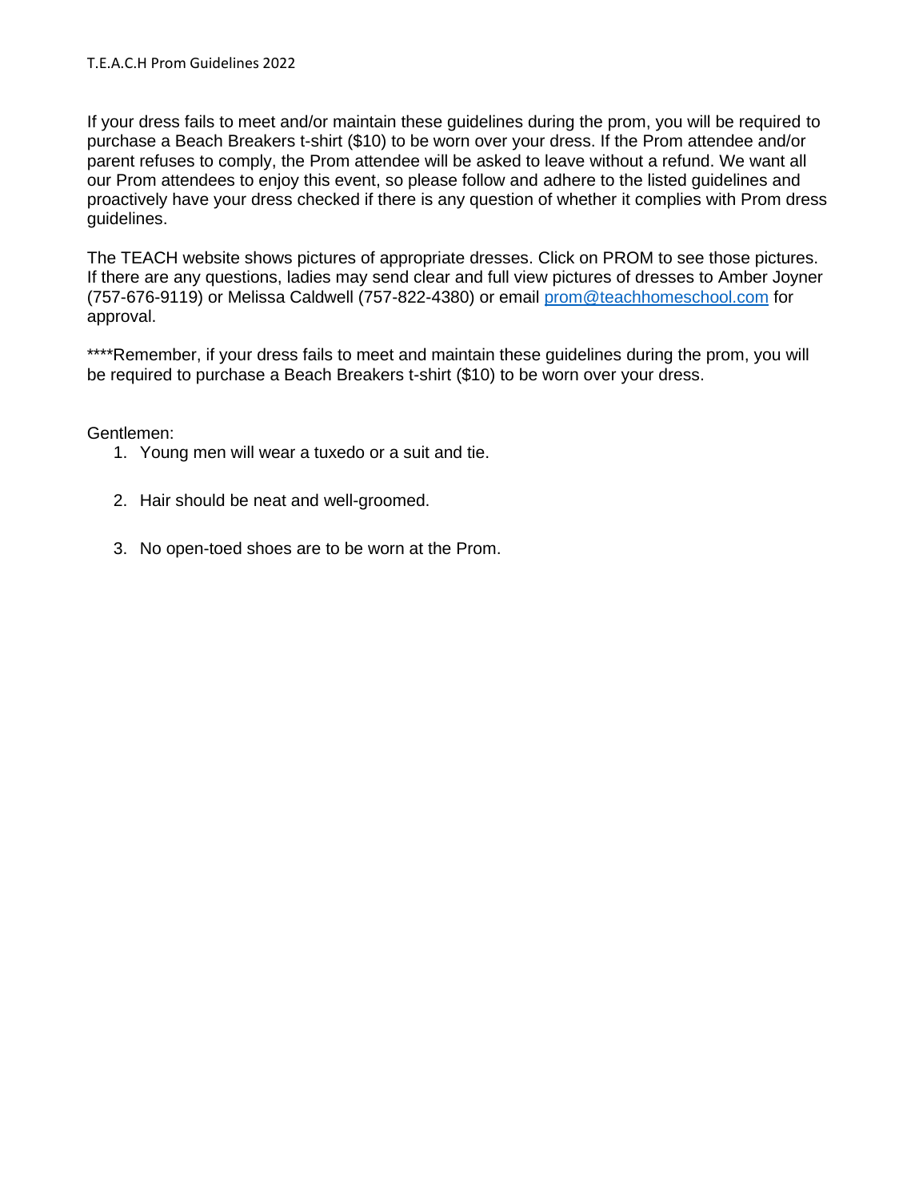If your dress fails to meet and/or maintain these guidelines during the prom, you will be required to purchase a Beach Breakers t-shirt ($10) to be worn over your dress. If the Prom attendee and/or parent refuses to comply, the Prom attendee will be asked to leave without a refund. We want all our Prom attendees to enjoy this event, so please follow and adhere to the listed guidelines and proactively have your dress checked if there is any question of whether it complies with Prom dress guidelines.

The TEACH website shows pictures of appropriate dresses. Click on PROM to see those pictures. If there are any questions, ladies may send clear and full view pictures of dresses to Amber Joyner (757-676-9119) or Melissa Caldwell (757-822-4380) or email prom@teachhomeschool.com for approval.

****Remember, if your dress fails to meet and maintain these guidelines during the prom, you will be required to purchase a Beach Breakers t-shirt ($10) to be worn over your dress.

Gentlemen:

1. Young men will wear a tuxedo or a suit and tie.
2. Hair should be neat and well-groomed.
3. No open-toed shoes are to be worn at the Prom.